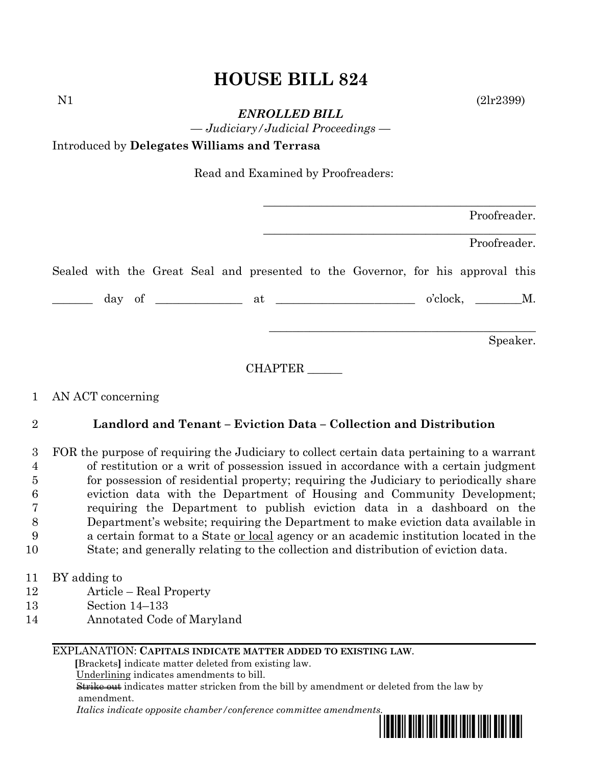# HOUSE BILL 824

N1 (2lr2399)

***ENROLLED BILL***

*— Judiciary/Judicial Proceedings —*

Introduced by **Delegates Williams and Terrasa**

Read and Examined by Proofreaders:

_______________________________________________ Proofreader.

_______________________________________________ Proofreader.

Sealed with the Great Seal and presented to the Governor, for his approval this _______ day of ______________ at ________________________ o'clock, ________M.

_______________________________________________ Speaker.

CHAPTER ______

1 AN ACT concerning

2 **Landlord and Tenant – Eviction Data – Collection and Distribution**

3 FOR the purpose of requiring the Judiciary to collect certain data pertaining to a warrant
4 of restitution or a writ of possession issued in accordance with a certain judgment
5 for possession of residential property; requiring the Judiciary to periodically share
6 eviction data with the Department of Housing and Community Development;
7 requiring the Department to publish eviction data in a dashboard on the
8 Department's website; requiring the Department to make eviction data available in
9 a certain format to a State <u>or local</u> agency or an academic institution located in the
10 State; and generally relating to the collection and distribution of eviction data.

11 BY adding to
12 Article – Real Property
13 Section 14–133
14 Annotated Code of Maryland

EXPLANATION: **CAPITALS INDICATE MATTER ADDED TO EXISTING LAW.**
**[**Brackets**]** indicate matter deleted from existing law.
<u>Underlining</u> indicates amendments to bill.
~~Strike out~~ indicates matter stricken from the bill by amendment or deleted from the law by amendment.
*Italics indicate opposite chamber/conference committee amendments.*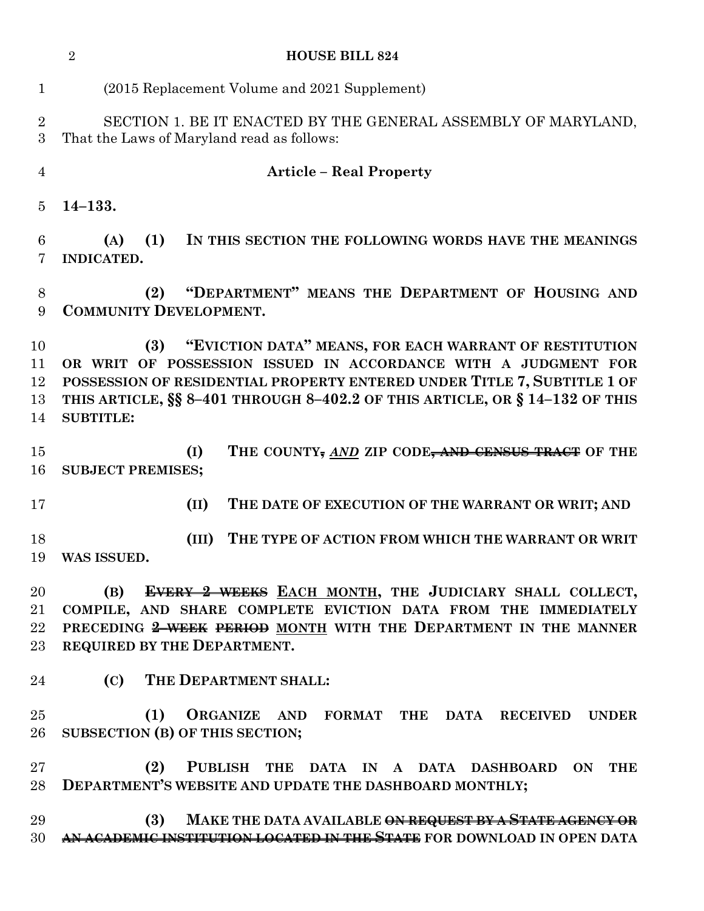(2015 Replacement Volume and 2021 Supplement)

SECTION 1. BE IT ENACTED BY THE GENERAL ASSEMBLY OF MARYLAND, That the Laws of Maryland read as follows:

**Article – Real Property**

**14–133.**

**(A) (1) IN THIS SECTION THE FOLLOWING WORDS HAVE THE MEANINGS INDICATED.**

**(2) "DEPARTMENT" MEANS THE DEPARTMENT OF HOUSING AND COMMUNITY DEVELOPMENT.**

**(3) "EVICTION DATA" MEANS, FOR EACH WARRANT OF RESTITUTION OR WRIT OF POSSESSION ISSUED IN ACCORDANCE WITH A JUDGMENT FOR POSSESSION OF RESIDENTIAL PROPERTY ENTERED UNDER TITLE 7, SUBTITLE 1 OF THIS ARTICLE, §§ 8–401 THROUGH 8–402.2 OF THIS ARTICLE, OR § 14–132 OF THIS SUBTITLE:**

**(I) THE COUNTY~~,~~ *AND* ZIP CODE~~, AND CENSUS TRACT~~ OF THE SUBJECT PREMISES;**

**(II) THE DATE OF EXECUTION OF THE WARRANT OR WRIT; AND**

**(III) THE TYPE OF ACTION FROM WHICH THE WARRANT OR WRIT WAS ISSUED.**

**(B) ~~EVERY 2 WEEKS~~ <u>EACH MONTH</u>, THE JUDICIARY SHALL COLLECT, COMPILE, AND SHARE COMPLETE EVICTION DATA FROM THE IMMEDIATELY PRECEDING ~~2–WEEK PERIOD~~ <u>MONTH</u> WITH THE DEPARTMENT IN THE MANNER REQUIRED BY THE DEPARTMENT.**

**(C) THE DEPARTMENT SHALL:**

**(1) ORGANIZE AND FORMAT THE DATA RECEIVED UNDER SUBSECTION (B) OF THIS SECTION;**

**(2) PUBLISH THE DATA IN A DATA DASHBOARD ON THE DEPARTMENT'S WEBSITE AND UPDATE THE DASHBOARD MONTHLY;**

**(3) MAKE THE DATA AVAILABLE ~~ON REQUEST BY A STATE AGENCY OR AN ACADEMIC INSTITUTION LOCATED IN THE STATE~~ FOR DOWNLOAD IN OPEN DATA**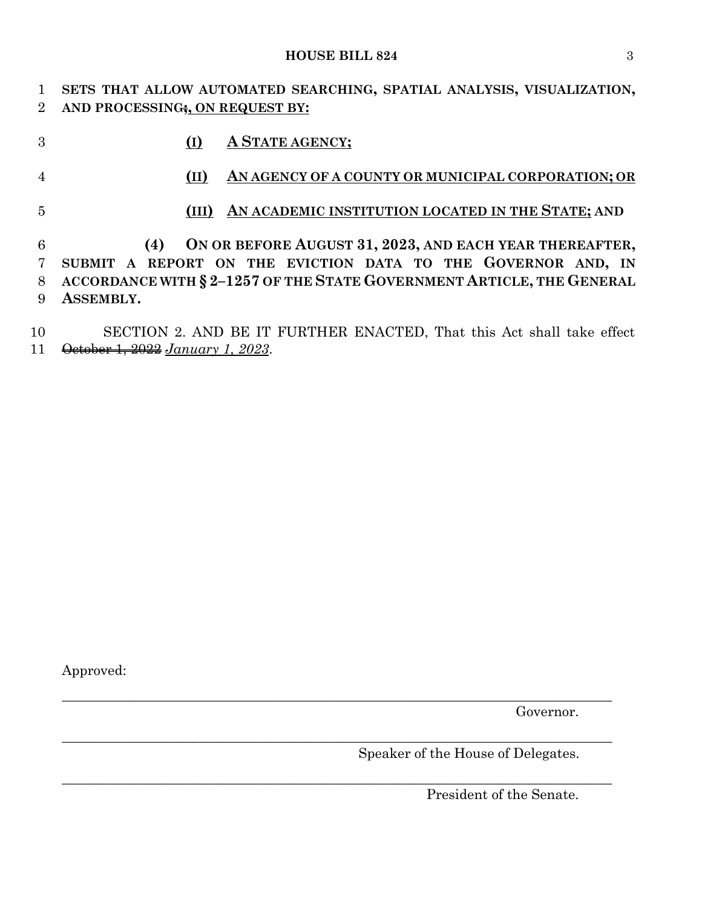**SETS THAT ALLOW AUTOMATED SEARCHING, SPATIAL ANALYSIS, VISUALIZATION, AND PROCESSING~~;~~, ON REQUEST BY:**

**(I) A STATE AGENCY;**

**(II) AN AGENCY OF A COUNTY OR MUNICIPAL CORPORATION; OR**

**(III) AN ACADEMIC INSTITUTION LOCATED IN THE STATE; AND**

**(4) ON OR BEFORE AUGUST 31, 2023, AND EACH YEAR THEREAFTER, SUBMIT A REPORT ON THE EVICTION DATA TO THE GOVERNOR AND, IN ACCORDANCE WITH § 2–1257 OF THE STATE GOVERNMENT ARTICLE, THE GENERAL ASSEMBLY.**

SECTION 2. AND BE IT FURTHER ENACTED, That this Act shall take effect ~~October 1, 2022~~ *January 1, 2023*.

Approved:

\_\_\_\_\_\_\_\_\_\_\_\_\_\_\_\_\_\_\_\_\_\_\_\_\_\_\_\_\_\_\_\_\_\_\_\_\_\_\_\_\_\_\_\_\_\_\_\_\_\_\_\_\_\_\_\_\_\_\_\_\_\_\_\_\_\_\_\_\_\_\_\_

Governor.

\_\_\_\_\_\_\_\_\_\_\_\_\_\_\_\_\_\_\_\_\_\_\_\_\_\_\_\_\_\_\_\_\_\_\_\_\_\_\_\_\_\_\_\_\_\_\_\_\_\_\_\_\_\_\_\_\_\_\_\_\_\_\_\_\_\_\_\_\_\_\_\_

Speaker of the House of Delegates.

\_\_\_\_\_\_\_\_\_\_\_\_\_\_\_\_\_\_\_\_\_\_\_\_\_\_\_\_\_\_\_\_\_\_\_\_\_\_\_\_\_\_\_\_\_\_\_\_\_\_\_\_\_\_\_\_\_\_\_\_\_\_\_\_\_\_\_\_\_\_\_\_

President of the Senate.